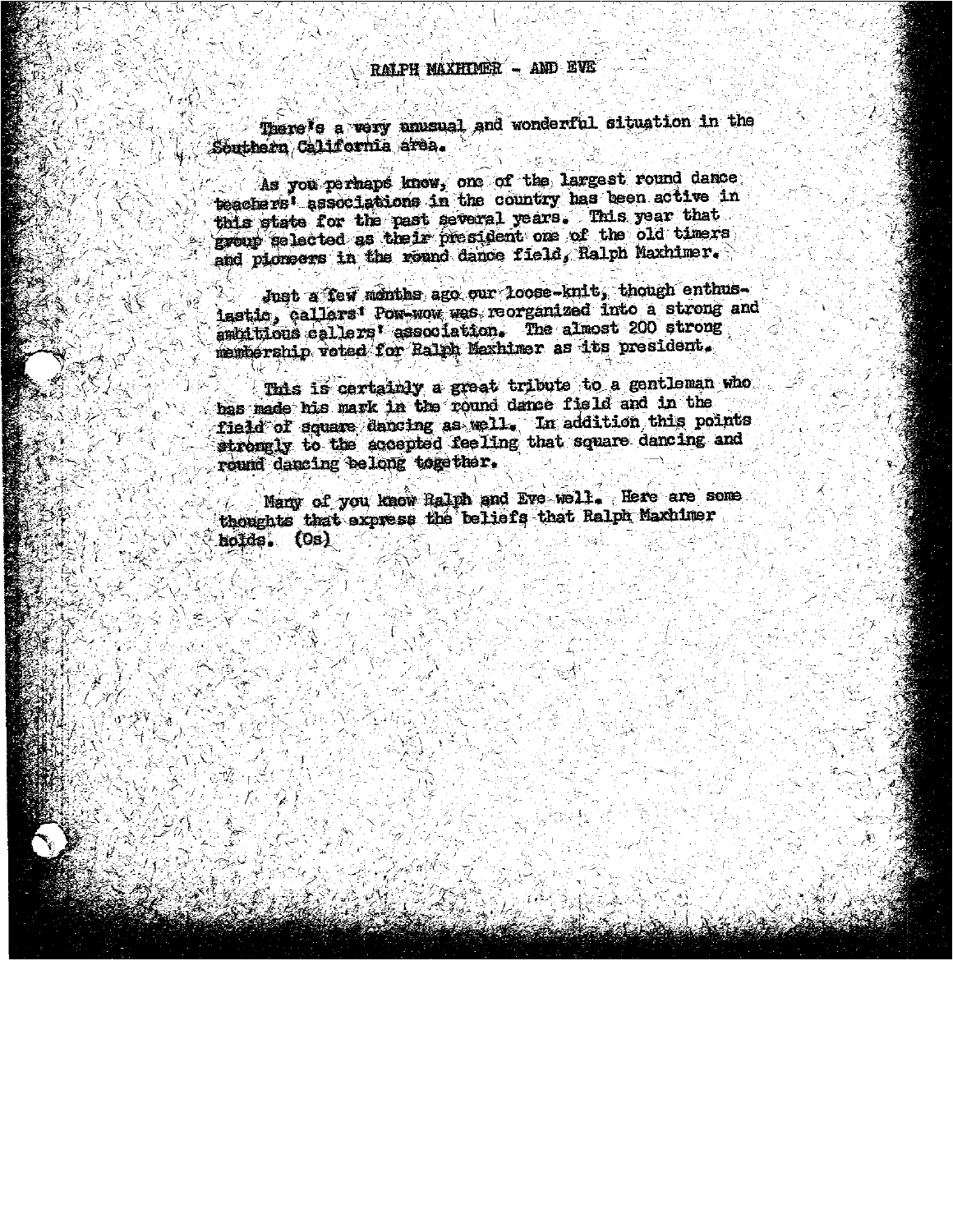# RALPH MAXHIMER - AND EVE

There's a very unusual and wonderful situation in the Southern California area.

As you perhaps know, one of the largest round dance teachers' associations in the country has been active in this state for the past several years. This year that group selected as their president one of the old timers and pioneers in the round dance field, Ralph Maxhimer.

Just a few months ago our loose-knit, though enthusiastic, callers' Pow-wow was reorganized into a strong and ambitious callers' association. The almost 200 strong membership voted for Ralph Maxhimer as its president.

This is certainly a great tribute to a gentleman who has made his mark in the round dance field and in the field of square dancing as well. In addition this points strongly to the accepted feeling that square dancing and round dancing belong together.

Many of you know Ralph and Eve well. Here are some thoughts that express the beliefs that Ralph Maxhimer holds. (Os)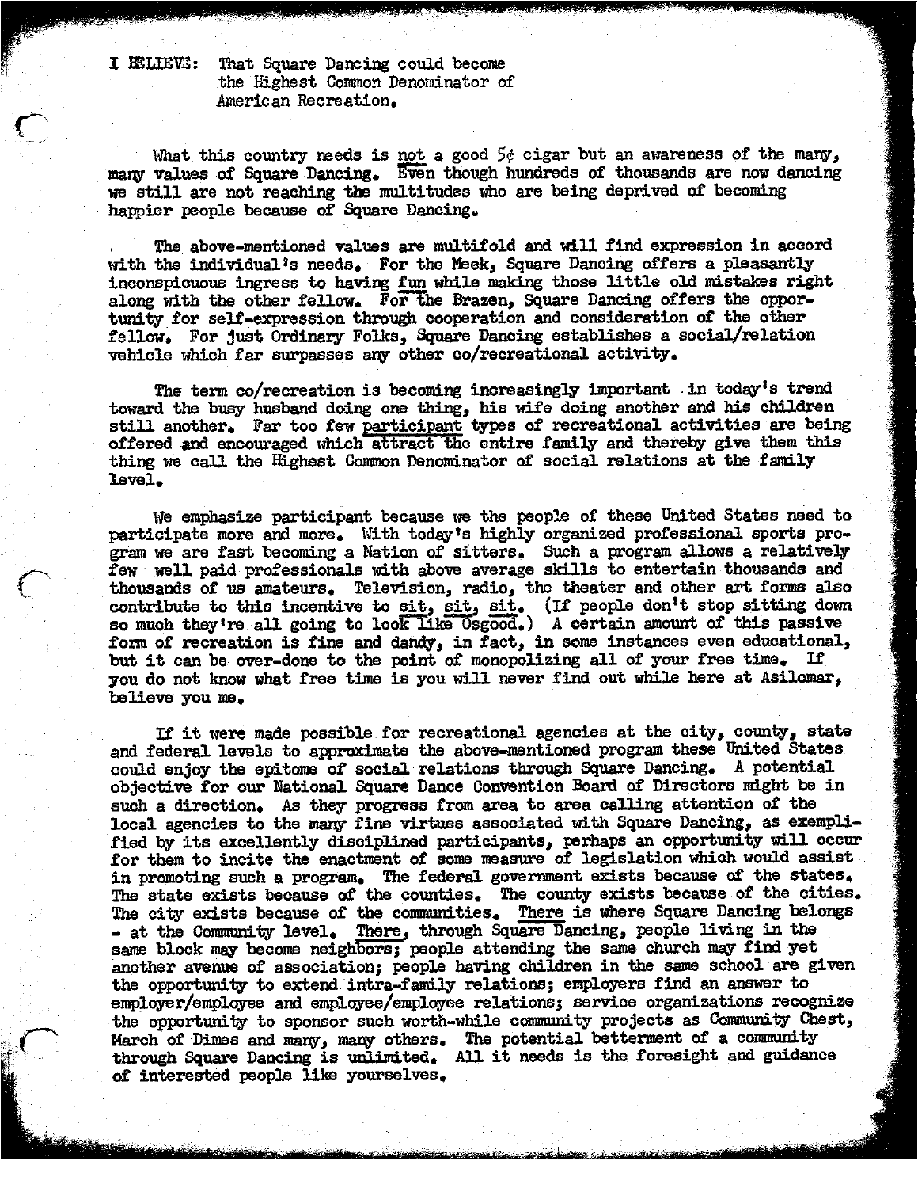I BELIEVE: That Square Dancing could become the Highest Common Denominator of American Recreation.

What this country needs is not a good 5¢ cigar but an awareness of the many, many values of Square Dancing. Even though hundreds of thousands are now dancing we still are not reaching the multitudes who are being deprived of becoming happier people because of Square Dancing.

The above-mentioned values are multifold and will find expression in accord with the individual's needs. For the Meek, Square Dancing offers a pleasantly inconspicuous ingress to having fun while making those little old mistakes right along with the other fellow. For the Brazen, Square Dancing offers the opportunity for self-expression through cooperation and consideration of the other fellow. For just Ordinary Folks, Square Dancing establishes a social/relation vehicle which far surpasses any other co/recreational activity.

The term co/recreation is becoming increasingly important in today's trend toward the busy husband doing one thing, his wife doing another and his children still another. Far too few participant types of recreational activities are being offered and encouraged which attract the entire family and thereby give them this thing we call the Highest Common Denominator of social relations at the family level.

We emphasize participant because we the people of these United States need to participate more and more. With today's highly organized professional sports program we are fast becoming a Nation of sitters. Such a program allows a relatively few well paid professionals with above average skills to entertain thousands and thousands of us amateurs. Television, radio, the theater and other art forms also contribute to this incentive to sit, sit, sit. (If people don't stop sitting down so much they're all going to look like Osgood.) A certain amount of this passive form of recreation is fine and dandy, in fact, in some instances even educational, but it can be over-done to the point of monopolizing all of your free time. If you do not know what free time is you will never find out while here at Asilomar, believe you me.

If it were made possible for recreational agencies at the city, county, state and federal levels to approximate the above-mentioned program these United States could enjoy the epitome of social relations through Square Dancing. A potential objective for our National Square Dance Convention Board of Directors might be in such a direction. As they progress from area to area calling attention of the local agencies to the many fine virtues associated with Square Dancing, as exemplified by its excellently disciplined participants, perhaps an opportunity will occur for them to incite the enactment of some measure of legislation which would assist in promoting such a program. The federal government exists because of the states. The state exists because of the counties. The county exists because of the cities. The city exists because of the communities. There is where Square Dancing belongs - at the Community level. There, through Square Dancing, people living in the same block may become neighbors; people attending the same church may find yet another avenue of association; people having children in the same school are given the opportunity to extend intra-family relations; employers find an answer to employer/employee and employee/employee relations; service organizations recognize the opportunity to sponsor such worth-while community projects as Community Chest, March of Dimes and many, many others. The potential betterment of a community through Square Dancing is unlimited. All it needs is the foresight and guidance of interested people like yourselves.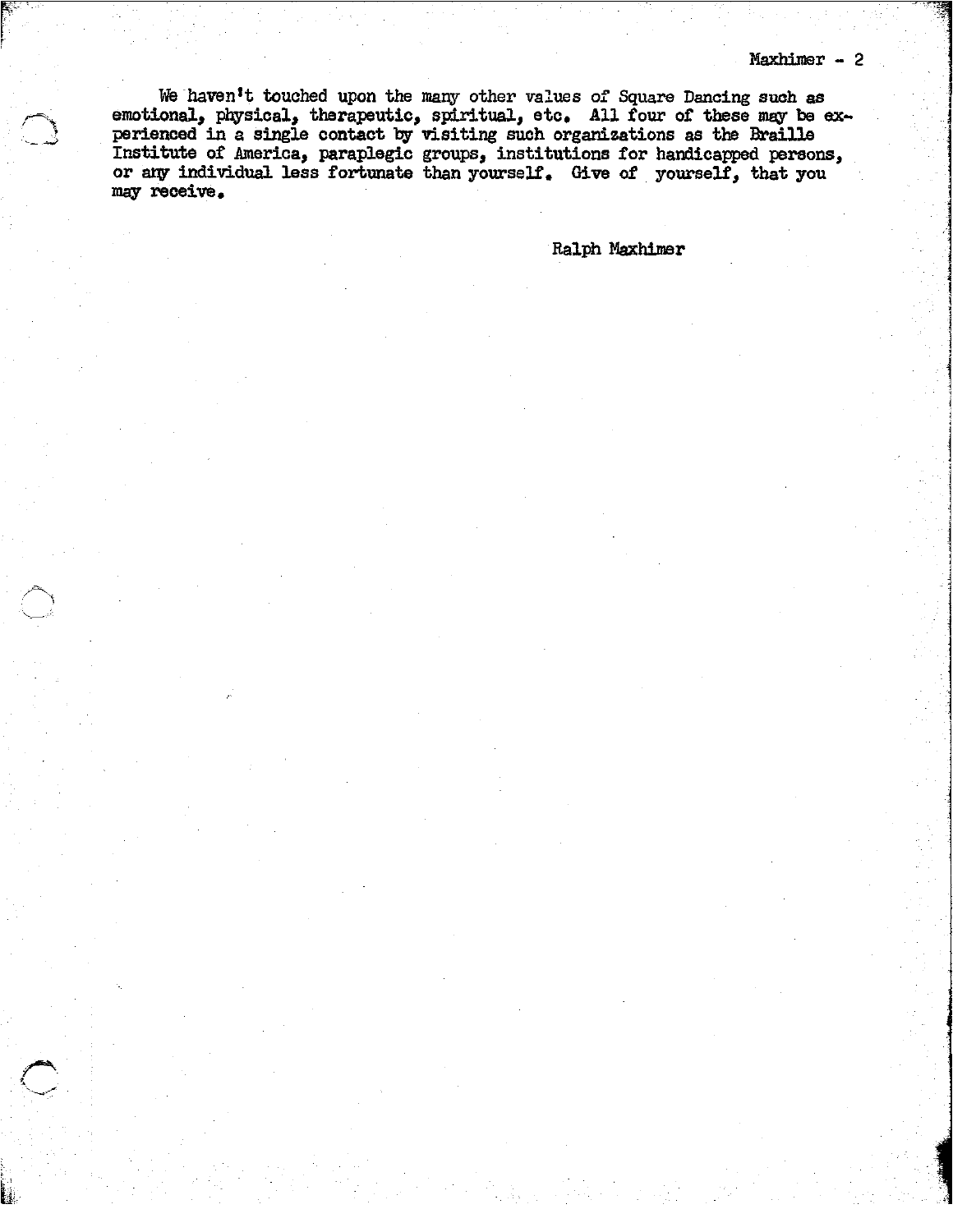We haven't touched upon the many other values of Square Dancing such as emotional, physical, therapeutic, spiritual, etc. All four of these may be experienced in a single contact by visiting such organizations as the Braille Institute of America, paraplegic groups, institutions for handicapped persons, or any individual less fortunate than yourself. Give of yourself, that you may receive.

Ralph Maxhimer